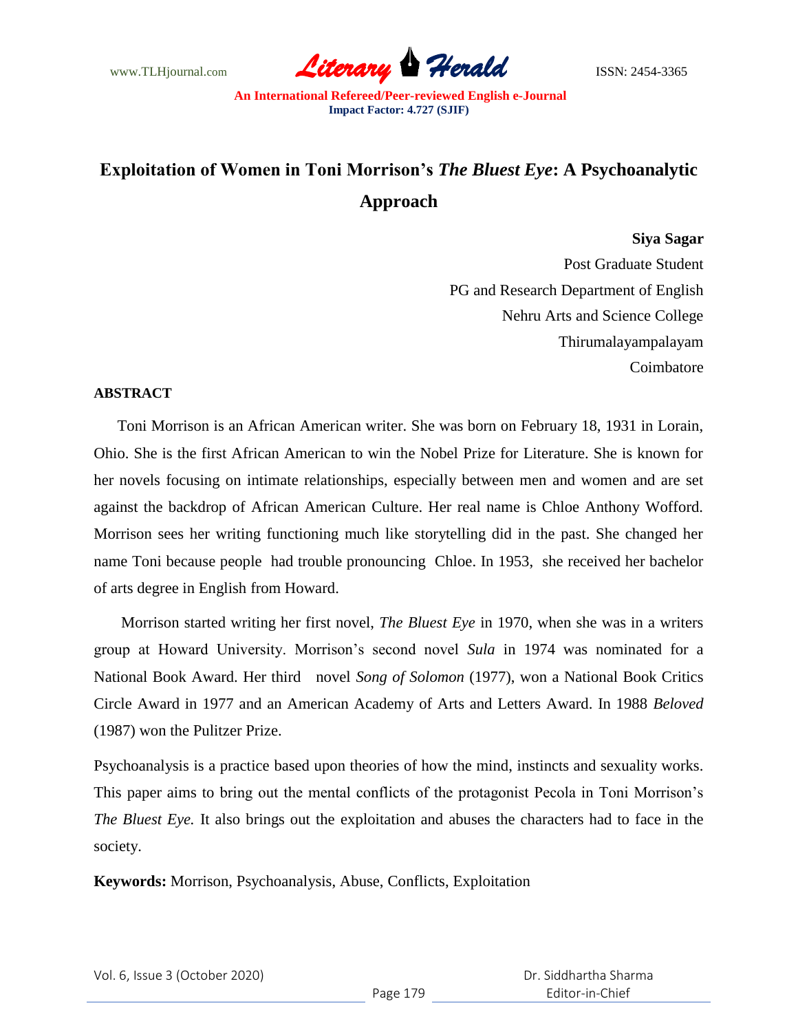# Exploitation of Women in Toni Morrison's *The Bluest Eye*: A Psychoanalytic Approach

**Siya Sagar**
Post Graduate Student
PG and Research Department of English
Nehru Arts and Science College
Thirumalayampalayam
Coimbatore

## ABSTRACT

Toni Morrison is an African American writer. She was born on February 18, 1931 in Lorain, Ohio. She is the first African American to win the Nobel Prize for Literature. She is known for her novels focusing on intimate relationships, especially between men and women and are set against the backdrop of African American Culture. Her real name is Chloe Anthony Wofford. Morrison sees her writing functioning much like storytelling did in the past. She changed her name Toni because people had trouble pronouncing Chloe. In 1953, she received her bachelor of arts degree in English from Howard.

Morrison started writing her first novel, *The Bluest Eye* in 1970, when she was in a writers group at Howard University. Morrison's second novel *Sula* in 1974 was nominated for a National Book Award. Her third novel *Song of Solomon* (1977), won a National Book Critics Circle Award in 1977 and an American Academy of Arts and Letters Award. In 1988 *Beloved* (1987) won the Pulitzer Prize.

Psychoanalysis is a practice based upon theories of how the mind, instincts and sexuality works. This paper aims to bring out the mental conflicts of the protagonist Pecola in Toni Morrison's *The Bluest Eye.* It also brings out the exploitation and abuses the characters had to face in the society.

**Keywords:** Morrison, Psychoanalysis, Abuse, Conflicts, Exploitation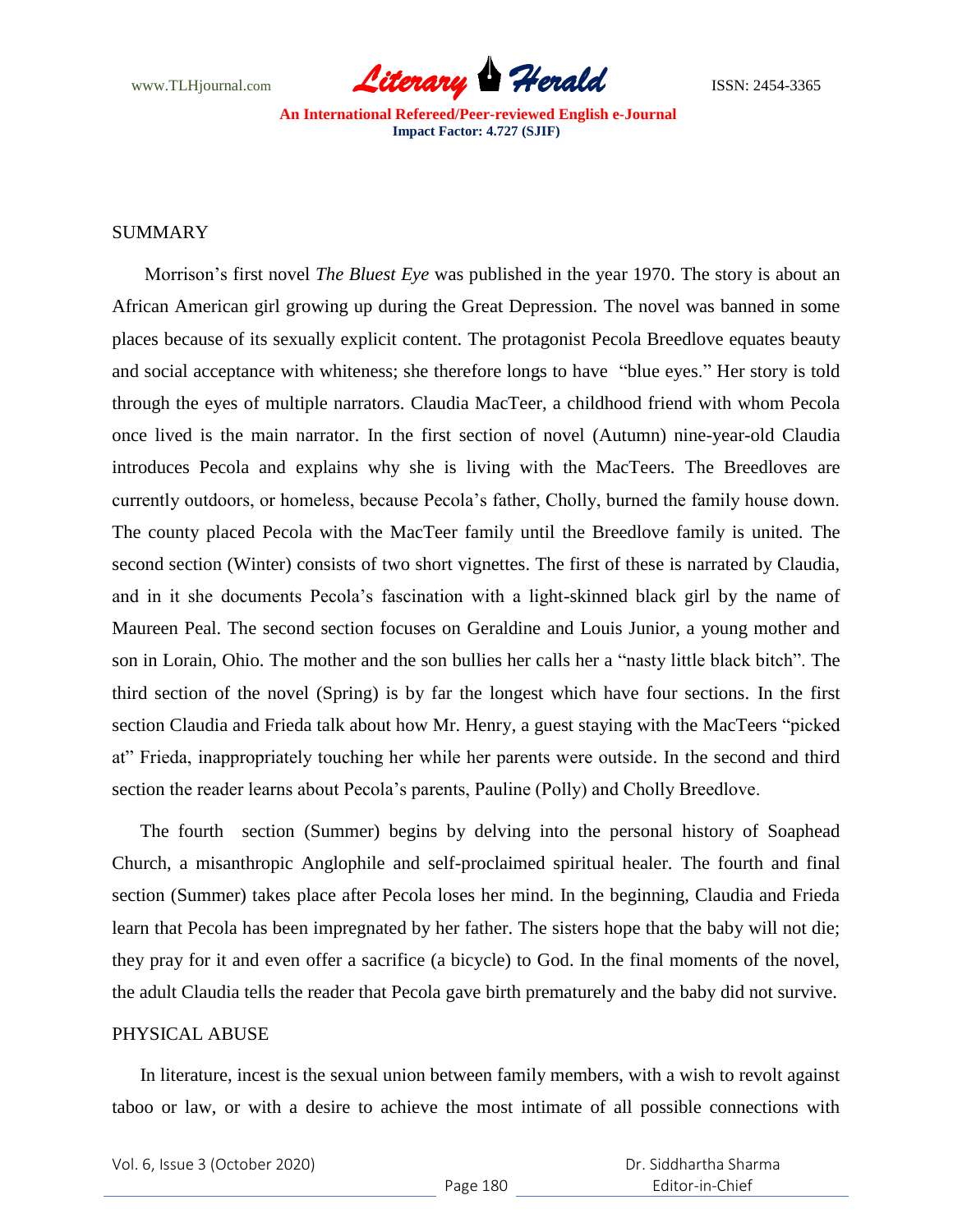## SUMMARY

Morrison's first novel *The Bluest Eye* was published in the year 1970. The story is about an African American girl growing up during the Great Depression. The novel was banned in some places because of its sexually explicit content. The protagonist Pecola Breedlove equates beauty and social acceptance with whiteness; she therefore longs to have "blue eyes." Her story is told through the eyes of multiple narrators. Claudia MacTeer, a childhood friend with whom Pecola once lived is the main narrator. In the first section of novel (Autumn) nine-year-old Claudia introduces Pecola and explains why she is living with the MacTeers. The Breedloves are currently outdoors, or homeless, because Pecola's father, Cholly, burned the family house down. The county placed Pecola with the MacTeer family until the Breedlove family is united. The second section (Winter) consists of two short vignettes. The first of these is narrated by Claudia, and in it she documents Pecola's fascination with a light-skinned black girl by the name of Maureen Peal. The second section focuses on Geraldine and Louis Junior, a young mother and son in Lorain, Ohio. The mother and the son bullies her calls her a "nasty little black bitch". The third section of the novel (Spring) is by far the longest which have four sections. In the first section Claudia and Frieda talk about how Mr. Henry, a guest staying with the MacTeers "picked at" Frieda, inappropriately touching her while her parents were outside. In the second and third section the reader learns about Pecola's parents, Pauline (Polly) and Cholly Breedlove.

The fourth section (Summer) begins by delving into the personal history of Soaphead Church, a misanthropic Anglophile and self-proclaimed spiritual healer. The fourth and final section (Summer) takes place after Pecola loses her mind. In the beginning, Claudia and Frieda learn that Pecola has been impregnated by her father. The sisters hope that the baby will not die; they pray for it and even offer a sacrifice (a bicycle) to God. In the final moments of the novel, the adult Claudia tells the reader that Pecola gave birth prematurely and the baby did not survive.

## PHYSICAL ABUSE

In literature, incest is the sexual union between family members, with a wish to revolt against taboo or law, or with a desire to achieve the most intimate of all possible connections with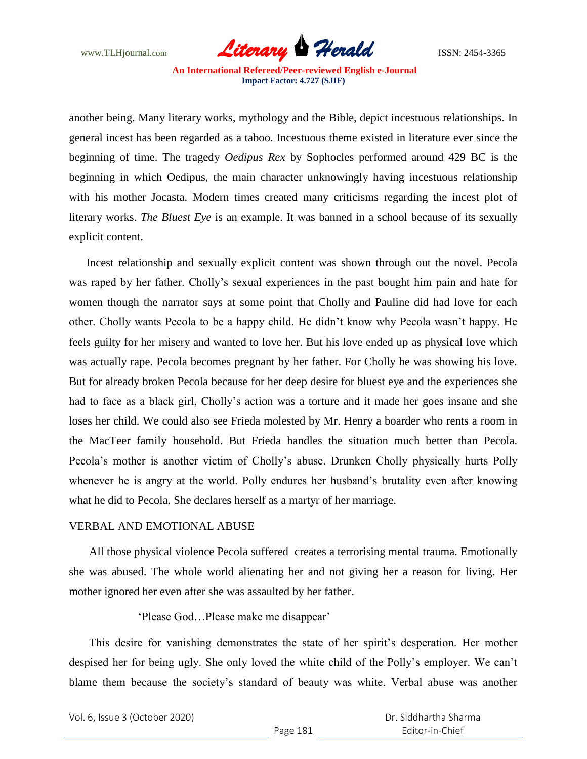another being. Many literary works, mythology and the Bible, depict incestuous relationships. In general incest has been regarded as a taboo. Incestuous theme existed in literature ever since the beginning of time. The tragedy *Oedipus Rex* by Sophocles performed around 429 BC is the beginning in which Oedipus, the main character unknowingly having incestuous relationship with his mother Jocasta. Modern times created many criticisms regarding the incest plot of literary works. *The Bluest Eye* is an example. It was banned in a school because of its sexually explicit content.

Incest relationship and sexually explicit content was shown through out the novel. Pecola was raped by her father. Cholly's sexual experiences in the past bought him pain and hate for women though the narrator says at some point that Cholly and Pauline did had love for each other. Cholly wants Pecola to be a happy child. He didn't know why Pecola wasn't happy. He feels guilty for her misery and wanted to love her. But his love ended up as physical love which was actually rape. Pecola becomes pregnant by her father. For Cholly he was showing his love. But for already broken Pecola because for her deep desire for bluest eye and the experiences she had to face as a black girl, Cholly's action was a torture and it made her goes insane and she loses her child. We could also see Frieda molested by Mr. Henry a boarder who rents a room in the MacTeer family household. But Frieda handles the situation much better than Pecola. Pecola's mother is another victim of Cholly's abuse. Drunken Cholly physically hurts Polly whenever he is angry at the world. Polly endures her husband's brutality even after knowing what he did to Pecola. She declares herself as a martyr of her marriage.

## VERBAL AND EMOTIONAL ABUSE

All those physical violence Pecola suffered creates a terrorising mental trauma. Emotionally she was abused. The whole world alienating her and not giving her a reason for living. Her mother ignored her even after she was assaulted by her father.

> 'Please God…Please make me disappear'

This desire for vanishing demonstrates the state of her spirit's desperation. Her mother despised her for being ugly. She only loved the white child of the Polly's employer. We can't blame them because the society's standard of beauty was white. Verbal abuse was another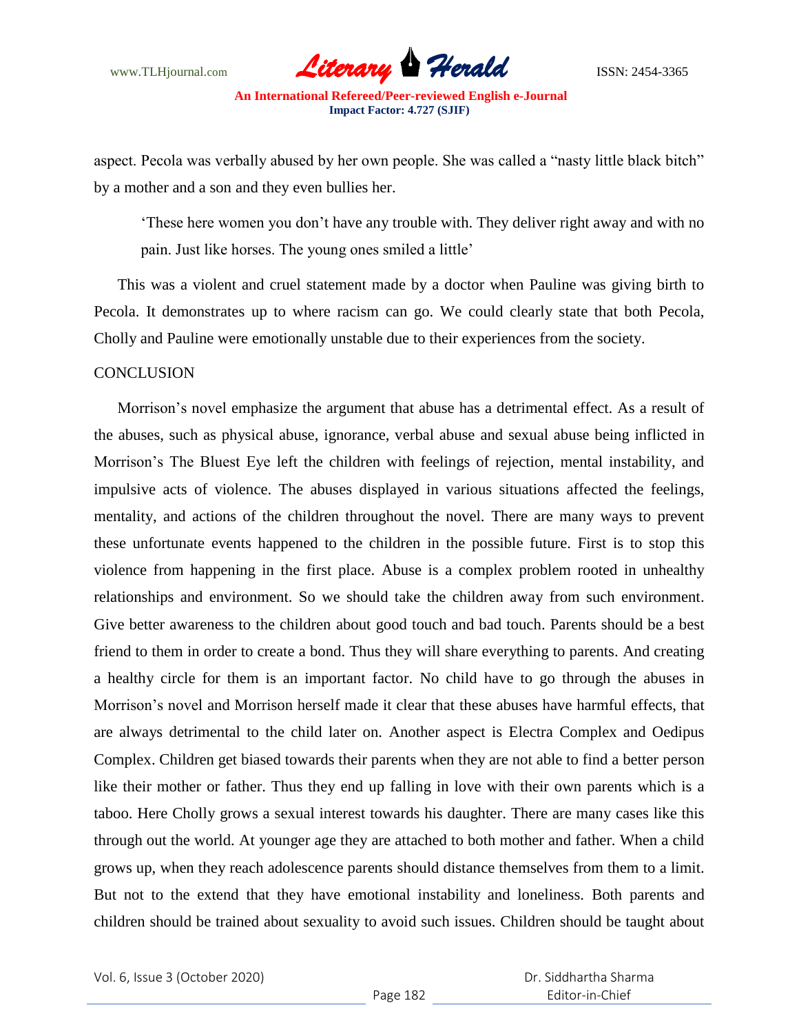aspect. Pecola was verbally abused by her own people. She was called a "nasty little black bitch" by a mother and a son and they even bullies her.

> 'These here women you don't have any trouble with. They deliver right away and with no pain. Just like horses. The young ones smiled a little'

This was a violent and cruel statement made by a doctor when Pauline was giving birth to Pecola. It demonstrates up to where racism can go. We could clearly state that both Pecola, Cholly and Pauline were emotionally unstable due to their experiences from the society.

## CONCLUSION

Morrison's novel emphasize the argument that abuse has a detrimental effect. As a result of the abuses, such as physical abuse, ignorance, verbal abuse and sexual abuse being inflicted in Morrison's The Bluest Eye left the children with feelings of rejection, mental instability, and impulsive acts of violence. The abuses displayed in various situations affected the feelings, mentality, and actions of the children throughout the novel. There are many ways to prevent these unfortunate events happened to the children in the possible future. First is to stop this violence from happening in the first place. Abuse is a complex problem rooted in unhealthy relationships and environment. So we should take the children away from such environment. Give better awareness to the children about good touch and bad touch. Parents should be a best friend to them in order to create a bond. Thus they will share everything to parents. And creating a healthy circle for them is an important factor. No child have to go through the abuses in Morrison's novel and Morrison herself made it clear that these abuses have harmful effects, that are always detrimental to the child later on. Another aspect is Electra Complex and Oedipus Complex. Children get biased towards their parents when they are not able to find a better person like their mother or father. Thus they end up falling in love with their own parents which is a taboo. Here Cholly grows a sexual interest towards his daughter. There are many cases like this through out the world. At younger age they are attached to both mother and father. When a child grows up, when they reach adolescence parents should distance themselves from them to a limit. But not to the extend that they have emotional instability and loneliness. Both parents and children should be trained about sexuality to avoid such issues. Children should be taught about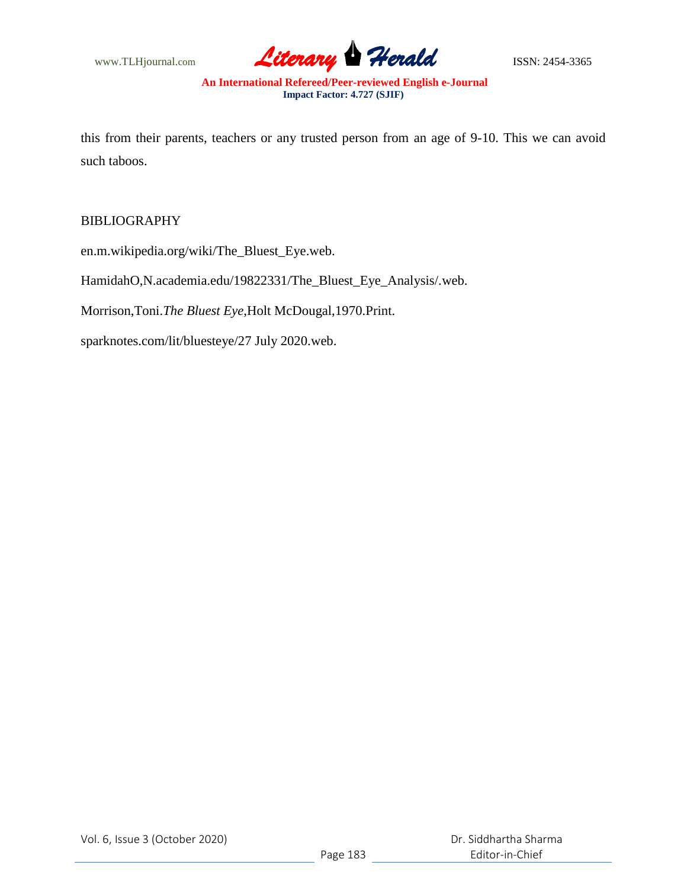this from their parents, teachers or any trusted person from an age of 9-10. This we can avoid such taboos.

## BIBLIOGRAPHY

en.m.wikipedia.org/wiki/The_Bluest_Eye.web.

HamidahO,N.academia.edu/19822331/The_Bluest_Eye_Analysis/.web.

Morrison,Toni.*The Bluest Eye*,Holt McDougal,1970.Print.

sparknotes.com/lit/bluesteye/27 July 2020.web.